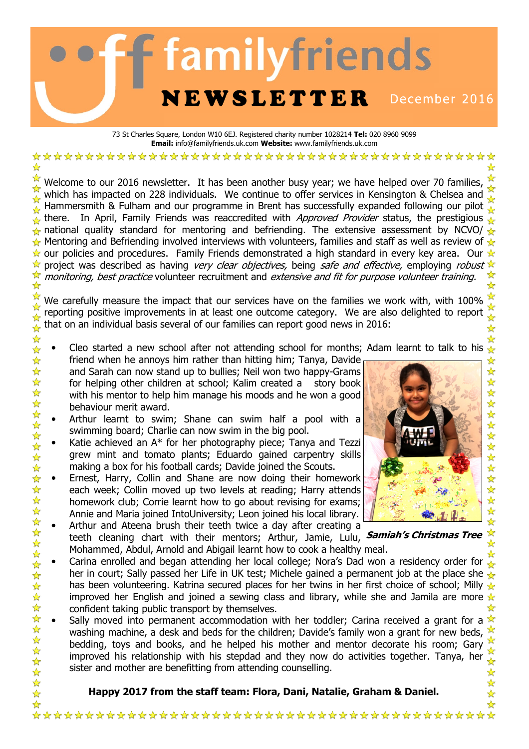# familyfriends NEWSLETTER

December 2016

73 St Charles Square, London W10 6EJ. Registered charity number 1028214 **Tel:** 020 8960 9099
**Email:** info@familyfriends.uk.com **Website:** www.familyfriends.uk.com

Welcome to our 2016 newsletter. It has been another busy year; we have helped over 70 families, which has impacted on 228 individuals. We continue to offer services in Kensington & Chelsea and Hammersmith & Fulham and our programme in Brent has successfully expanded following our pilot there. In April, Family Friends was reaccredited with *Approved Provider* status, the prestigious national quality standard for mentoring and befriending. The extensive assessment by NCVO/ Mentoring and Befriending involved interviews with volunteers, families and staff as well as review of our policies and procedures. Family Friends demonstrated a high standard in every key area. Our project was described as having *very clear objectives,* being *safe and effective,* employing *robust monitoring, best practice* volunteer recruitment and *extensive and fit for purpose volunteer training.*

We carefully measure the impact that our services have on the families we work with, with 100% reporting positive improvements in at least one outcome category. We are also delighted to report that on an individual basis several of our families can report good news in 2016:

- Cleo started a new school after not attending school for months; Adam learnt to talk to his friend when he annoys him rather than hitting him; Tanya, Davide and Sarah can now stand up to bullies; Neil won two happy-Grams for helping other children at school; Kalim created a story book with his mentor to help him manage his moods and he won a good behaviour merit award.
- Arthur learnt to swim; Shane can swim half a pool with a swimming board; Charlie can now swim in the big pool.
- Katie achieved an A* for her photography piece; Tanya and Tezzi grew mint and tomato plants; Eduardo gained carpentry skills making a box for his football cards; Davide joined the Scouts.
- Ernest, Harry, Collin and Shane are now doing their homework each week; Collin moved up two levels at reading; Harry attends homework club; Corrie learnt how to go about revising for exams; Annie and Maria joined IntoUniversity; Leon joined his local library.
- Arthur and Ateena brush their teeth twice a day after creating a teeth cleaning chart with their mentors; Arthur, Jamie, Lulu, Mohammed, Abdul, Arnold and Abigail learnt how to cook a healthy meal.
- Carina enrolled and began attending her local college; Nora's Dad won a residency order for her in court; Sally passed her Life in UK test; Michele gained a permanent job at the place she has been volunteering. Katrina secured places for her twins in her first choice of school; Milly improved her English and joined a sewing class and library, while she and Jamila are more confident taking public transport by themselves.
- Sally moved into permanent accommodation with her toddler; Carina received a grant for a washing machine, a desk and beds for the children; Davide's family won a grant for new beds, bedding, toys and books, and he helped his mother and mentor decorate his room; Gary improved his relationship with his stepdad and they now do activities together. Tanya, her sister and mother are benefitting from attending counselling.

***Samiah's Christmas Tree***

**Happy 2017 from the staff team: Flora, Dani, Natalie, Graham & Daniel.**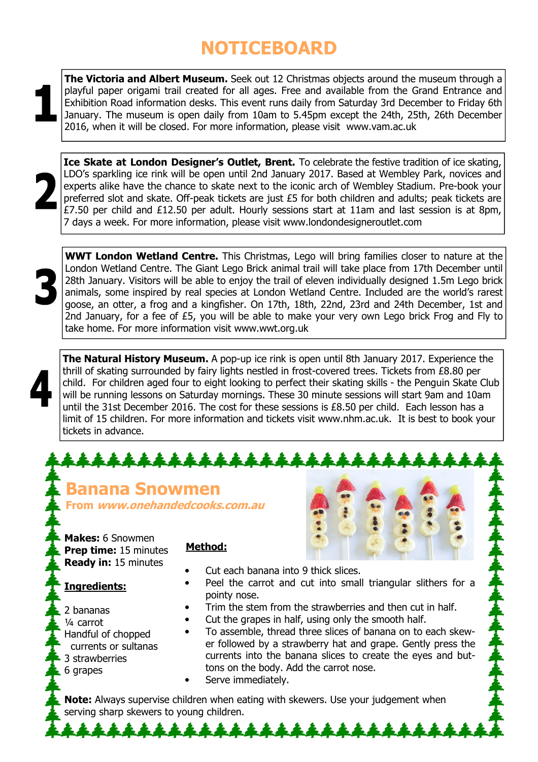# NOTICEBOARD

**1**

**The Victoria and Albert Museum.** Seek out 12 Christmas objects around the museum through a playful paper origami trail created for all ages. Free and available from the Grand Entrance and Exhibition Road information desks. This event runs daily from Saturday 3rd December to Friday 6th January. The museum is open daily from 10am to 5.45pm except the 24th, 25th, 26th December 2016, when it will be closed. For more information, please visit www.vam.ac.uk

**2**

**Ice Skate at London Designer's Outlet, Brent.** To celebrate the festive tradition of ice skating, LDO's sparkling ice rink will be open until 2nd January 2017. Based at Wembley Park, novices and experts alike have the chance to skate next to the iconic arch of Wembley Stadium. Pre-book your preferred slot and skate. Off-peak tickets are just £5 for both children and adults; peak tickets are £7.50 per child and £12.50 per adult. Hourly sessions start at 11am and last session is at 8pm, 7 days a week. For more information, please visit www.londondesigneroutlet.com

**3**

**WWT London Wetland Centre.** This Christmas, Lego will bring families closer to nature at the London Wetland Centre. The Giant Lego Brick animal trail will take place from 17th December until 28th January. Visitors will be able to enjoy the trail of eleven individually designed 1.5m Lego brick animals, some inspired by real species at London Wetland Centre. Included are the world's rarest goose, an otter, a frog and a kingfisher. On 17th, 18th, 22nd, 23rd and 24th December, 1st and 2nd January, for a fee of £5, you will be able to make your very own Lego brick Frog and Fly to take home. For more information visit www.wwt.org.uk

**4**

**The Natural History Museum.** A pop-up ice rink is open until 8th January 2017. Experience the thrill of skating surrounded by fairy lights nestled in frost-covered trees. Tickets from £8.80 per child. For children aged four to eight looking to perfect their skating skills - the Penguin Skate Club will be running lessons on Saturday mornings. These 30 minute sessions will start 9am and 10am until the 31st December 2016. The cost for these sessions is £8.50 per child. Each lesson has a limit of 15 children. For more information and tickets visit www.nhm.ac.uk. It is best to book your tickets in advance.

## Banana Snowmen

**From *www.onehandedcooks.com.au***

**Makes:** 6 Snowmen
**Prep time:** 15 minutes
**Ready in:** 15 minutes

### Ingredients:

2 bananas
¼ carrot
Handful of chopped currents or sultanas
3 strawberries
6 grapes

### Method:

- Cut each banana into 9 thick slices.
- Peel the carrot and cut into small triangular slithers for a pointy nose.
- Trim the stem from the strawberries and then cut in half.
- Cut the grapes in half, using only the smooth half.
- To assemble, thread three slices of banana on to each skewer followed by a strawberry hat and grape. Gently press the currents into the banana slices to create the eyes and buttons on the body. Add the carrot nose.
- Serve immediately.

**Note:** Always supervise children when eating with skewers. Use your judgement when serving sharp skewers to young children.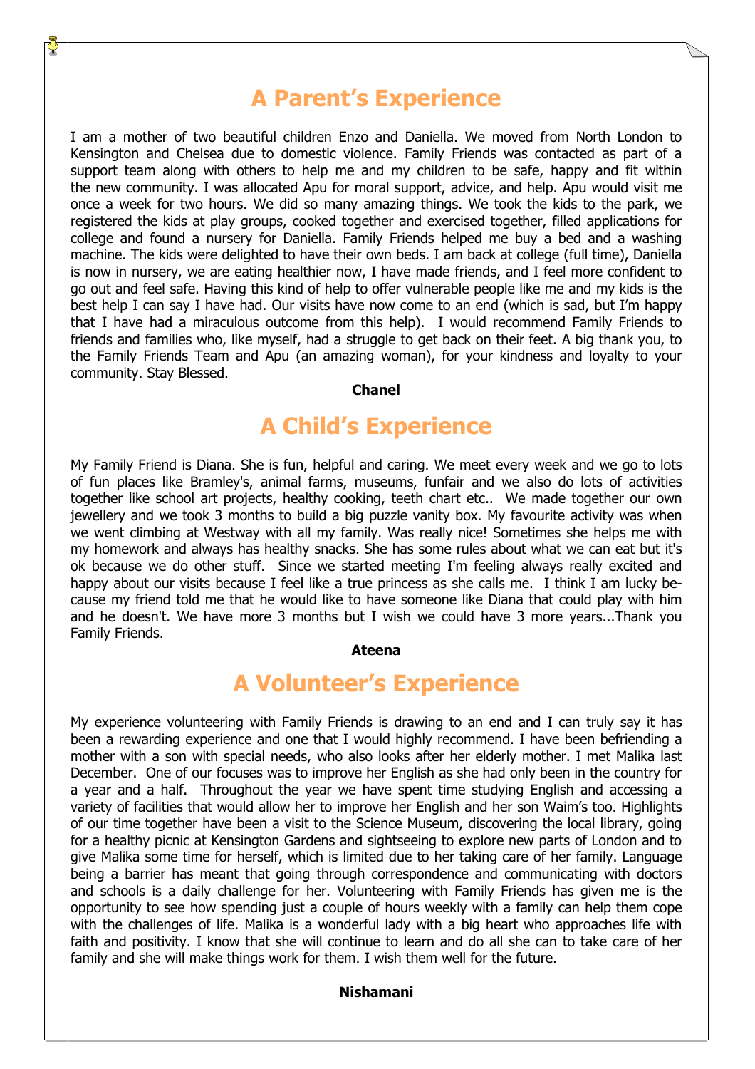## A Parent's Experience

I am a mother of two beautiful children Enzo and Daniella. We moved from North London to Kensington and Chelsea due to domestic violence. Family Friends was contacted as part of a support team along with others to help me and my children to be safe, happy and fit within the new community. I was allocated Apu for moral support, advice, and help. Apu would visit me once a week for two hours. We did so many amazing things. We took the kids to the park, we registered the kids at play groups, cooked together and exercised together, filled applications for college and found a nursery for Daniella. Family Friends helped me buy a bed and a washing machine. The kids were delighted to have their own beds. I am back at college (full time), Daniella is now in nursery, we are eating healthier now, I have made friends, and I feel more confident to go out and feel safe. Having this kind of help to offer vulnerable people like me and my kids is the best help I can say I have had. Our visits have now come to an end (which is sad, but I'm happy that I have had a miraculous outcome from this help). I would recommend Family Friends to friends and families who, like myself, had a struggle to get back on their feet. A big thank you, to the Family Friends Team and Apu (an amazing woman), for your kindness and loyalty to your community. Stay Blessed.

**Chanel**

## A Child's Experience

My Family Friend is Diana. She is fun, helpful and caring. We meet every week and we go to lots of fun places like Bramley's, animal farms, museums, funfair and we also do lots of activities together like school art projects, healthy cooking, teeth chart etc.. We made together our own jewellery and we took 3 months to build a big puzzle vanity box. My favourite activity was when we went climbing at Westway with all my family. Was really nice! Sometimes she helps me with my homework and always has healthy snacks. She has some rules about what we can eat but it's ok because we do other stuff. Since we started meeting I'm feeling always really excited and happy about our visits because I feel like a true princess as she calls me. I think I am lucky because my friend told me that he would like to have someone like Diana that could play with him and he doesn't. We have more 3 months but I wish we could have 3 more years...Thank you Family Friends.

**Ateena**

## A Volunteer's Experience

My experience volunteering with Family Friends is drawing to an end and I can truly say it has been a rewarding experience and one that I would highly recommend. I have been befriending a mother with a son with special needs, who also looks after her elderly mother. I met Malika last December. One of our focuses was to improve her English as she had only been in the country for a year and a half. Throughout the year we have spent time studying English and accessing a variety of facilities that would allow her to improve her English and her son Waim's too. Highlights of our time together have been a visit to the Science Museum, discovering the local library, going for a healthy picnic at Kensington Gardens and sightseeing to explore new parts of London and to give Malika some time for herself, which is limited due to her taking care of her family. Language being a barrier has meant that going through correspondence and communicating with doctors and schools is a daily challenge for her. Volunteering with Family Friends has given me is the opportunity to see how spending just a couple of hours weekly with a family can help them cope with the challenges of life. Malika is a wonderful lady with a big heart who approaches life with faith and positivity. I know that she will continue to learn and do all she can to take care of her family and she will make things work for them. I wish them well for the future.

**Nishamani**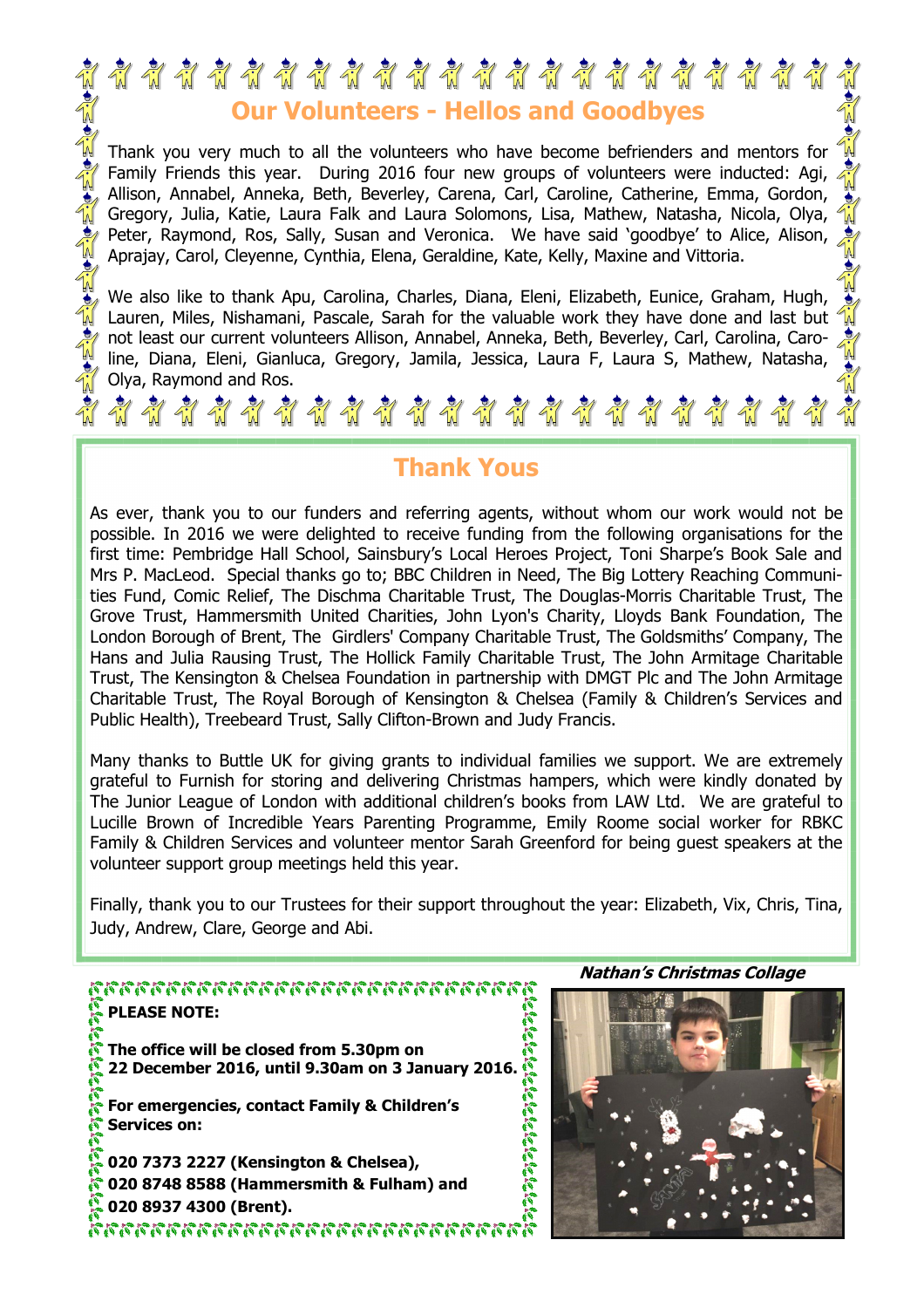## Our Volunteers - Hellos and Goodbyes

Thank you very much to all the volunteers who have become befrienders and mentors for Family Friends this year. During 2016 four new groups of volunteers were inducted: Agi, Allison, Annabel, Anneka, Beth, Beverley, Carena, Carl, Caroline, Catherine, Emma, Gordon, Gregory, Julia, Katie, Laura Falk and Laura Solomons, Lisa, Mathew, Natasha, Nicola, Olya, Peter, Raymond, Ros, Sally, Susan and Veronica. We have said 'goodbye' to Alice, Alison, Aprajay, Carol, Cleyenne, Cynthia, Elena, Geraldine, Kate, Kelly, Maxine and Vittoria.

We also like to thank Apu, Carolina, Charles, Diana, Eleni, Elizabeth, Eunice, Graham, Hugh, Lauren, Miles, Nishamani, Pascale, Sarah for the valuable work they have done and last but not least our current volunteers Allison, Annabel, Anneka, Beth, Beverley, Carl, Carolina, Caroline, Diana, Eleni, Gianluca, Gregory, Jamila, Jessica, Laura F, Laura S, Mathew, Natasha, Olya, Raymond and Ros.

## Thank Yous

As ever, thank you to our funders and referring agents, without whom our work would not be possible. In 2016 we were delighted to receive funding from the following organisations for the first time: Pembridge Hall School, Sainsbury's Local Heroes Project, Toni Sharpe's Book Sale and Mrs P. MacLeod. Special thanks go to; BBC Children in Need, The Big Lottery Reaching Communities Fund, Comic Relief, The Dischma Charitable Trust, The Douglas-Morris Charitable Trust, The Grove Trust, Hammersmith United Charities, John Lyon's Charity, Lloyds Bank Foundation, The London Borough of Brent, The Girdlers' Company Charitable Trust, The Goldsmiths' Company, The Hans and Julia Rausing Trust, The Hollick Family Charitable Trust, The John Armitage Charitable Trust, The Kensington & Chelsea Foundation in partnership with DMGT Plc and The John Armitage Charitable Trust, The Royal Borough of Kensington & Chelsea (Family & Children's Services and Public Health), Treebeard Trust, Sally Clifton-Brown and Judy Francis.

Many thanks to Buttle UK for giving grants to individual families we support. We are extremely grateful to Furnish for storing and delivering Christmas hampers, which were kindly donated by The Junior League of London with additional children's books from LAW Ltd. We are grateful to Lucille Brown of Incredible Years Parenting Programme, Emily Roome social worker for RBKC Family & Children Services and volunteer mentor Sarah Greenford for being guest speakers at the volunteer support group meetings held this year.

Finally, thank you to our Trustees for their support throughout the year: Elizabeth, Vix, Chris, Tina, Judy, Andrew, Clare, George and Abi.

**PLEASE NOTE:**

**The office will be closed from 5.30pm on 22 December 2016, until 9.30am on 3 January 2016.**

**For emergencies, contact Family & Children's Services on:**

**020 7373 2227 (Kensington & Chelsea),**
**020 8748 8588 (Hammersmith & Fulham) and**
**020 8937 4300 (Brent).**

***Nathan's Christmas Collage***